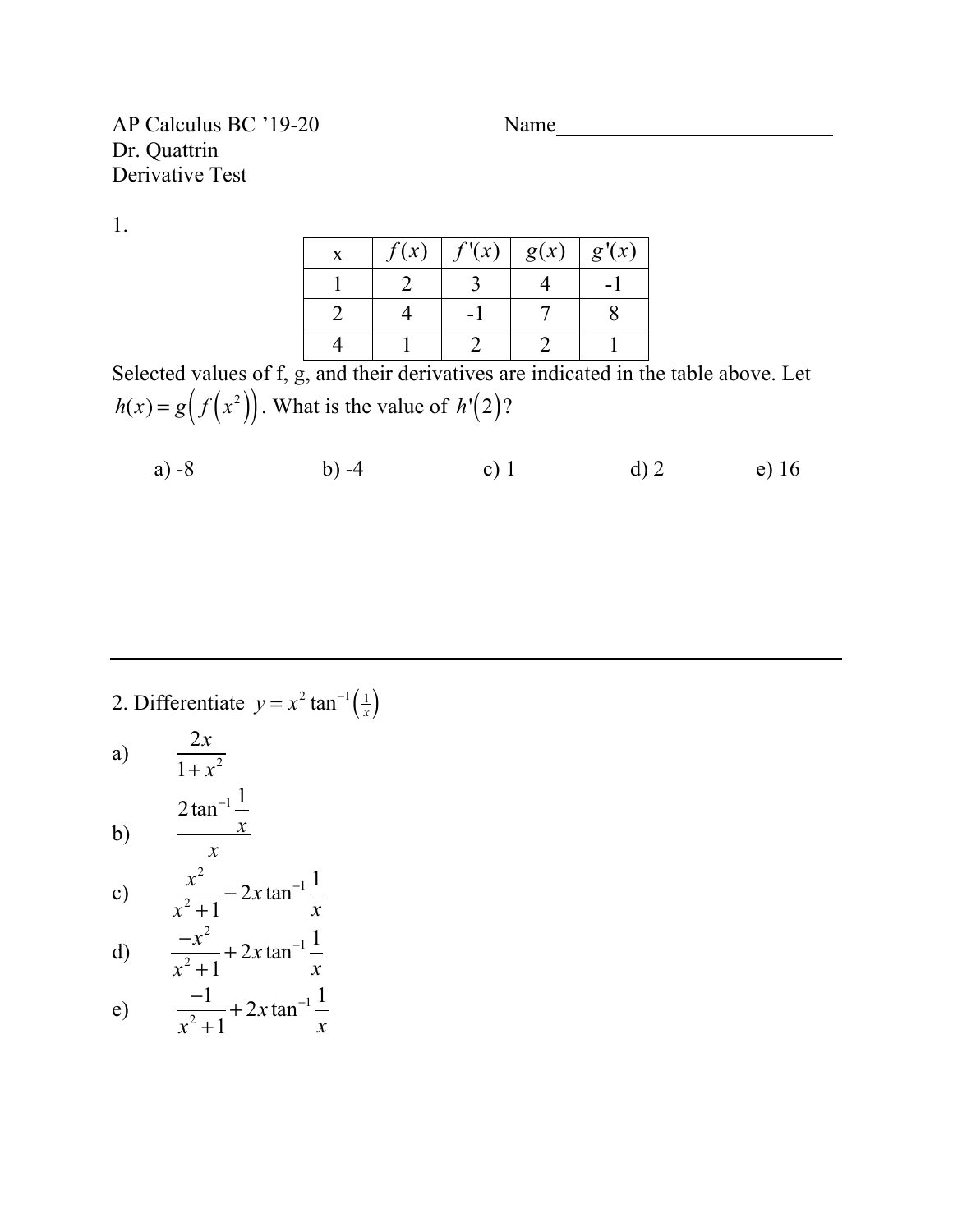AP Calculus BC '19-20 Name___________________________

Dr. Quattrin

Derivative Test

1.

| x | $f(x)$ | $f'(x)$ | $g(x)$ | $g'(x)$ |
|---|---|---|---|---|
| 1 | 2 | 3 | 4 | -1 |
| 2 | 4 | -1 | 7 | 8 |
| 4 | 1 | 2 | 2 | 1 |

Selected values of f, g, and their derivatives are indicated in the table above. Let $h(x) = g\left(f\left(x^2\right)\right)$. What is the value of $h'\left(2\right)$?

a) -8 b) -4 c) 1 d) 2 e) 16

---

2. Differentiate $y = x^2 \tan^{-1}\left(\frac{1}{x}\right)$

a) $\dfrac{2x}{1+x^2}$

b) $\dfrac{2\tan^{-1}\frac{1}{x}}{x}$

c) $\dfrac{x^2}{x^2+1} - 2x\tan^{-1}\dfrac{1}{x}$

d) $\dfrac{-x^2}{x^2+1} + 2x\tan^{-1}\dfrac{1}{x}$

e) $\dfrac{-1}{x^2+1} + 2x\tan^{-1}\dfrac{1}{x}$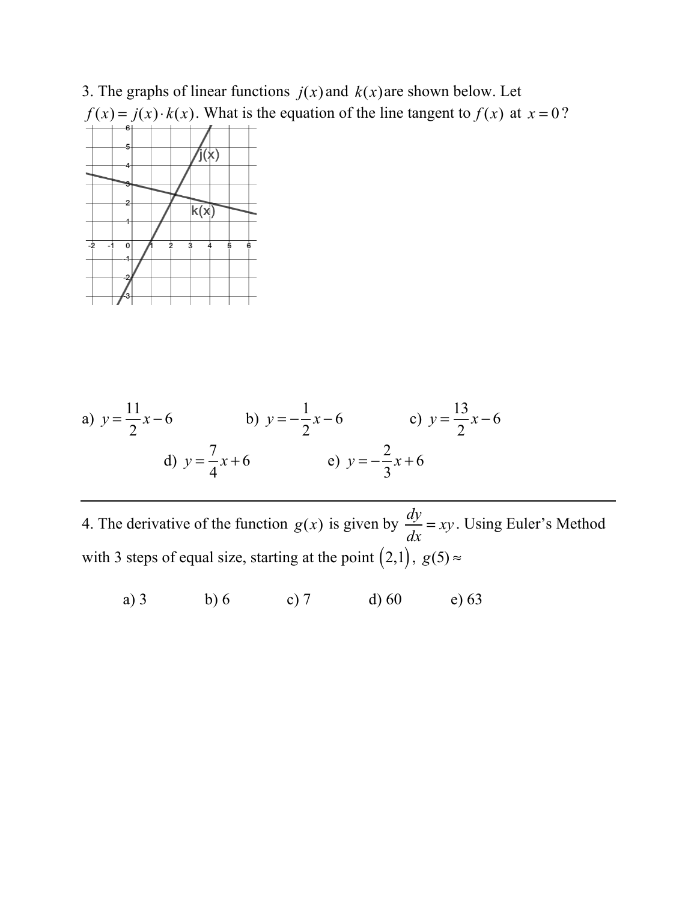3. The graphs of linear functions $j(x)$ and $k(x)$ are shown below. Let $f(x) = j(x) \cdot k(x)$. What is the equation of the line tangent to $f(x)$ at $x = 0$?

a) $y = \frac{11}{2}x - 6$ b) $y = -\frac{1}{2}x - 6$ c) $y = \frac{13}{2}x - 6$

d) $y = \frac{7}{4}x + 6$ e) $y = -\frac{2}{3}x + 6$

---

4. The derivative of the function $g(x)$ is given by $\frac{dy}{dx} = xy$. Using Euler's Method with 3 steps of equal size, starting at the point $(2,1)$, $g(5) \approx$

a) 3 b) 6 c) 7 d) 60 e) 63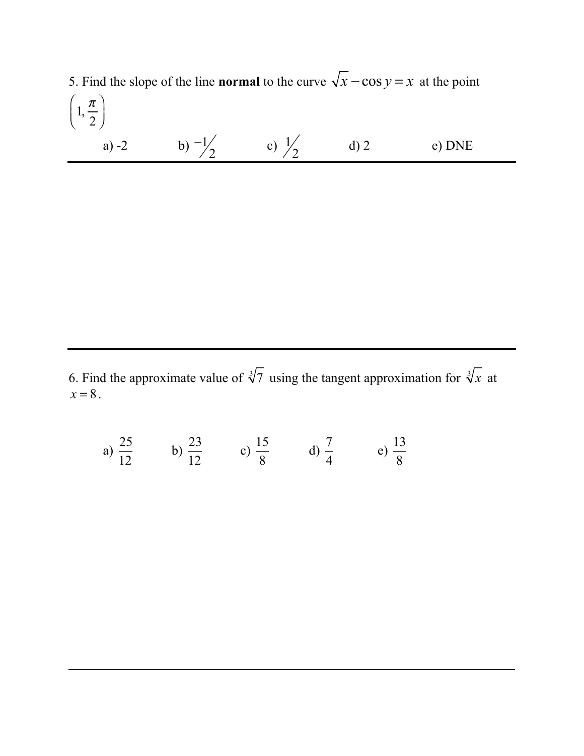5. Find the slope of the line **normal** to the curve $\sqrt{x} - \cos y = x$ at the point $\left(1, \frac{\pi}{2}\right)$

a) -2 b) $-1/2$ c) $1/2$ d) 2 e) DNE

---

6. Find the approximate value of $\sqrt[3]{7}$ using the tangent approximation for $\sqrt[3]{x}$ at $x = 8$.

a) $\frac{25}{12}$ b) $\frac{23}{12}$ c) $\frac{15}{8}$ d) $\frac{7}{4}$ e) $\frac{13}{8}$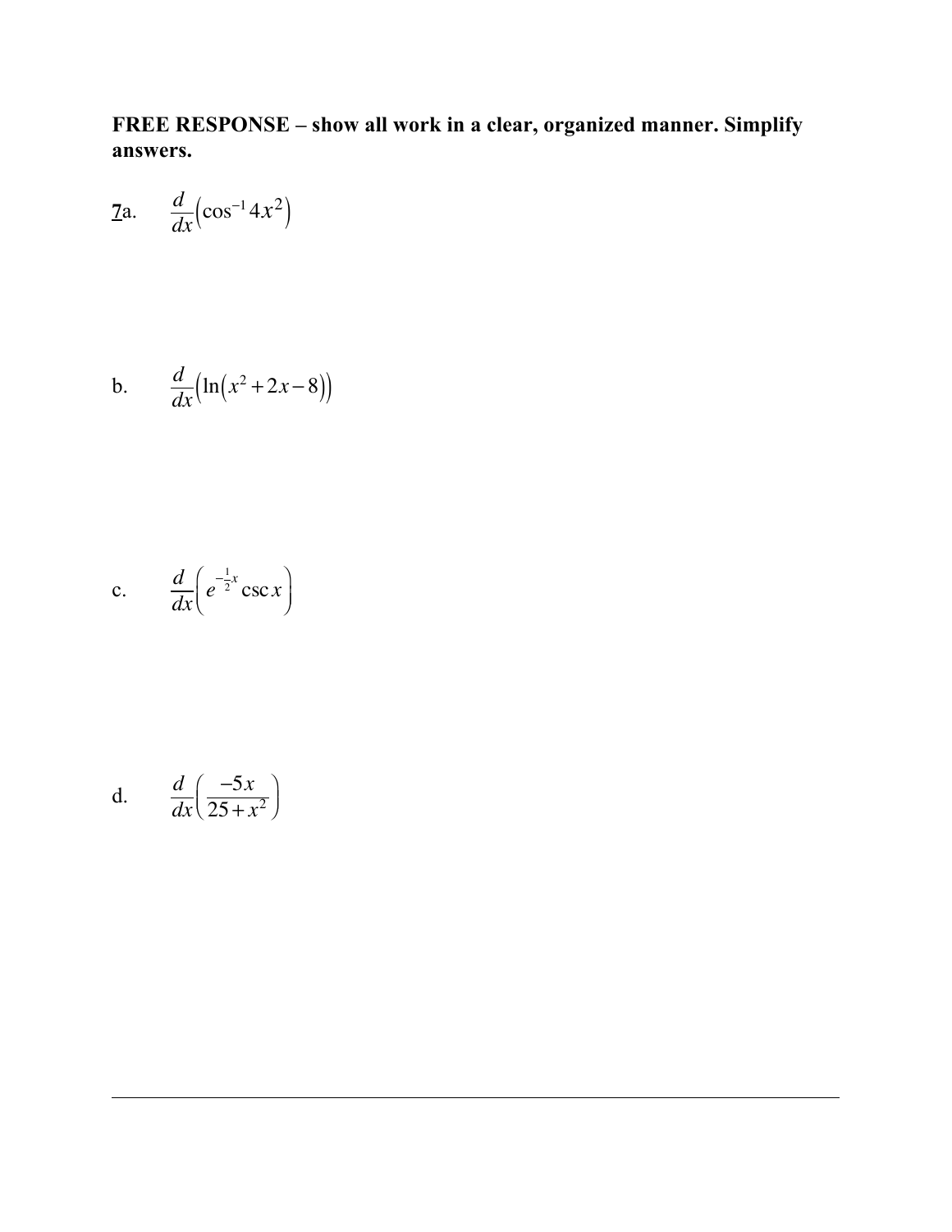**FREE RESPONSE – show all work in a clear, organized manner. Simplify answers.**

7a. $\frac{d}{dx}\left(\cos^{-1} 4x^2\right)$

b. $\frac{d}{dx}\left(\ln\left(x^2+2x-8\right)\right)$

c. $\frac{d}{dx}\left(e^{-\frac{1}{2}x} \csc x\right)$

d. $\frac{d}{dx}\left(\frac{-5x}{25+x^2}\right)$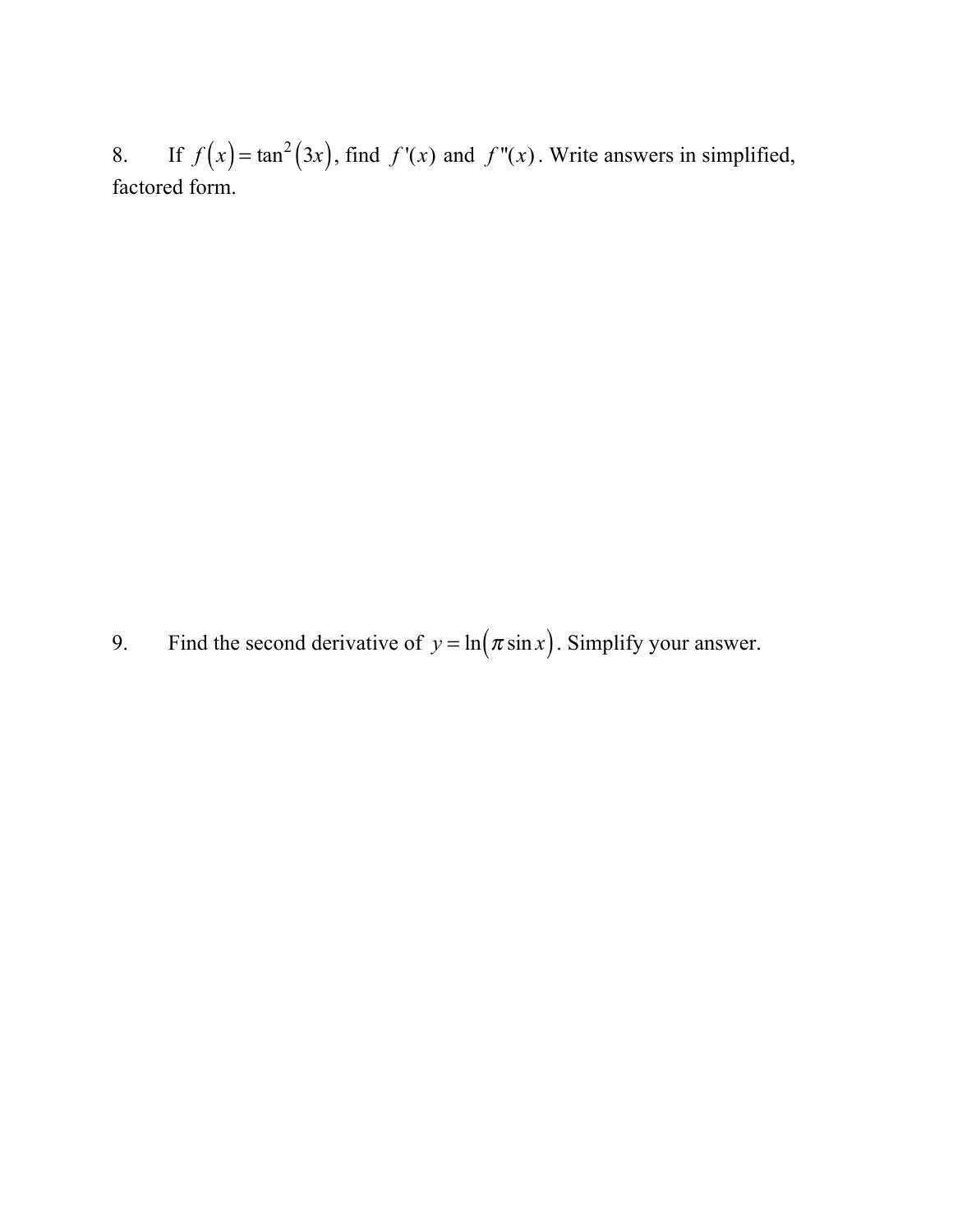8. If $f(x) = \tan^2(3x)$, find $f'(x)$ and $f''(x)$. Write answers in simplified, factored form.

9. Find the second derivative of $y = \ln(\pi \sin x)$. Simplify your answer.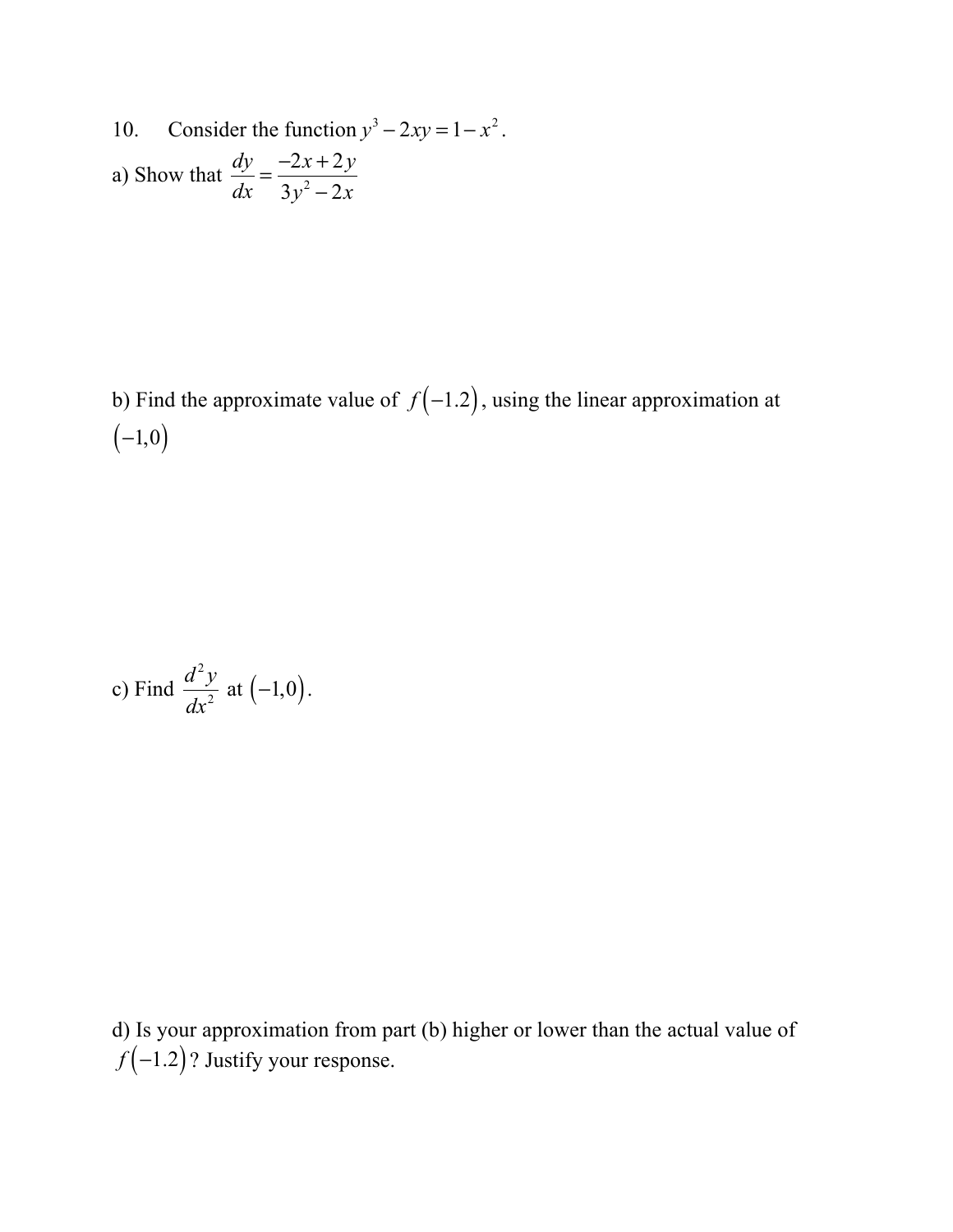10. Consider the function $y^3 - 2xy = 1 - x^2$.

a) Show that $\frac{dy}{dx} = \frac{-2x + 2y}{3y^2 - 2x}$

b) Find the approximate value of $f(-1.2)$, using the linear approximation at $(-1,0)$

c) Find $\frac{d^2y}{dx^2}$ at $(-1,0)$.

d) Is your approximation from part (b) higher or lower than the actual value of $f(-1.2)$? Justify your response.